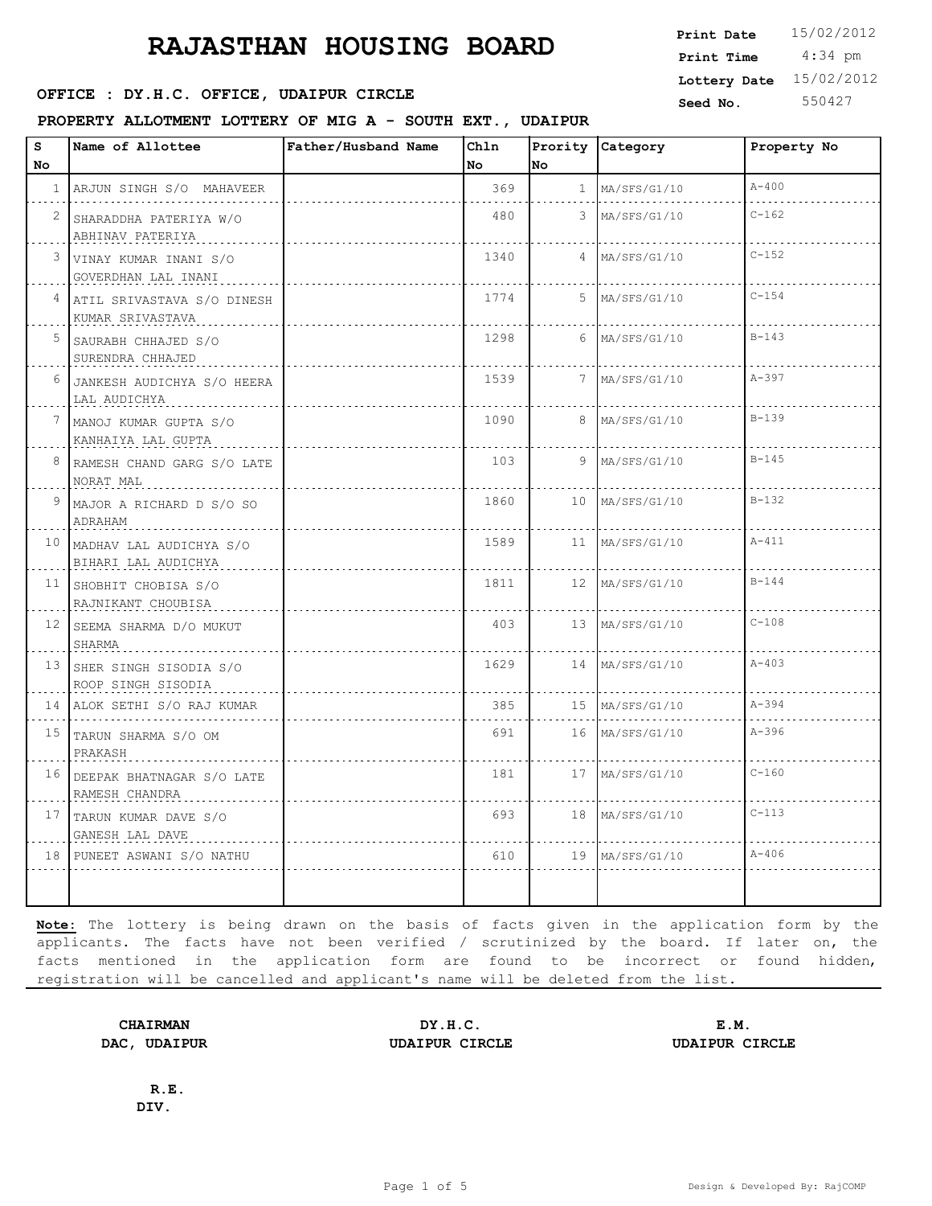# RAJASTHAN HOUSING BOARD

**Print Date** 15/02/2012
**Print Time** 4:34 pm
**Lottery Date** 15/02/2012
**Seed No.** 550427

**OFFICE : DY.H.C. OFFICE, UDAIPUR CIRCLE**

**PROPERTY ALLOTMENT LOTTERY OF MIG A - SOUTH EXT., UDAIPUR**

| S No | Name of Allottee | Father/Husband Name | Chln No | Prority No | Category | Property No |
|---|---|---|---|---|---|---|
| 1 | ARJUN SINGH S/O MAHAVEER | | 369 | 1 | MA/SFS/G1/10 | A-400 |
| 2 | SHARADDHA PATERIYA W/O ABHINAV PATERIYA | | 480 | 3 | MA/SFS/G1/10 | C-162 |
| 3 | VINAY KUMAR INANI S/O GOVERDHAN LAL INANI | | 1340 | 4 | MA/SFS/G1/10 | C-152 |
| 4 | ATIL SRIVASTAVA S/O DINESH KUMAR SRIVASTAVA | | 1774 | 5 | MA/SFS/G1/10 | C-154 |
| 5 | SAURABH CHHAJED S/O SURENDRA CHHAJED | | 1298 | 6 | MA/SFS/G1/10 | B-143 |
| 6 | JANKESH AUDICHYA S/O HEERA LAL AUDICHYA | | 1539 | 7 | MA/SFS/G1/10 | A-397 |
| 7 | MANOJ KUMAR GUPTA S/O KANHAIYA LAL GUPTA | | 1090 | 8 | MA/SFS/G1/10 | B-139 |
| 8 | RAMESH CHAND GARG S/O LATE NORAT MAL | | 103 | 9 | MA/SFS/G1/10 | B-145 |
| 9 | MAJOR A RICHARD D S/O SO ADRAHAM | | 1860 | 10 | MA/SFS/G1/10 | B-132 |
| 10 | MADHAV LAL AUDICHYA S/O BIHARI LAL AUDICHYA | | 1589 | 11 | MA/SFS/G1/10 | A-411 |
| 11 | SHOBHIT CHOBISA S/O RAJNIKANT CHOUBISA | | 1811 | 12 | MA/SFS/G1/10 | B-144 |
| 12 | SEEMA SHARMA D/O MUKUT SHARMA | | 403 | 13 | MA/SFS/G1/10 | C-108 |
| 13 | SHER SINGH SISODIA S/O ROOP SINGH SISODIA | | 1629 | 14 | MA/SFS/G1/10 | A-403 |
| 14 | ALOK SETHI S/O RAJ KUMAR | | 385 | 15 | MA/SFS/G1/10 | A-394 |
| 15 | TARUN SHARMA S/O OM PRAKASH | | 691 | 16 | MA/SFS/G1/10 | A-396 |
| 16 | DEEPAK BHATNAGAR S/O LATE RAMESH CHANDRA | | 181 | 17 | MA/SFS/G1/10 | C-160 |
| 17 | TARUN KUMAR DAVE S/O GANESH LAL DAVE | | 693 | 18 | MA/SFS/G1/10 | C-113 |
| 18 | PUNEET ASWANI S/O NATHU | | 610 | 19 | MA/SFS/G1/10 | A-406 |

**Note:** The lottery is being drawn on the basis of facts given in the application form by the applicants. The facts have not been verified / scrutinized by the board. If later on, the facts mentioned in the application form are found to be incorrect or found hidden, registration will be cancelled and applicant's name will be deleted from the list.

**CHAIRMAN**
**DAC, UDAIPUR**

**DY.H.C.**
**UDAIPUR CIRCLE**

**E.M.**
**UDAIPUR CIRCLE**

**R.E.**
**DIV.**

Design & Developed By: RajCOMP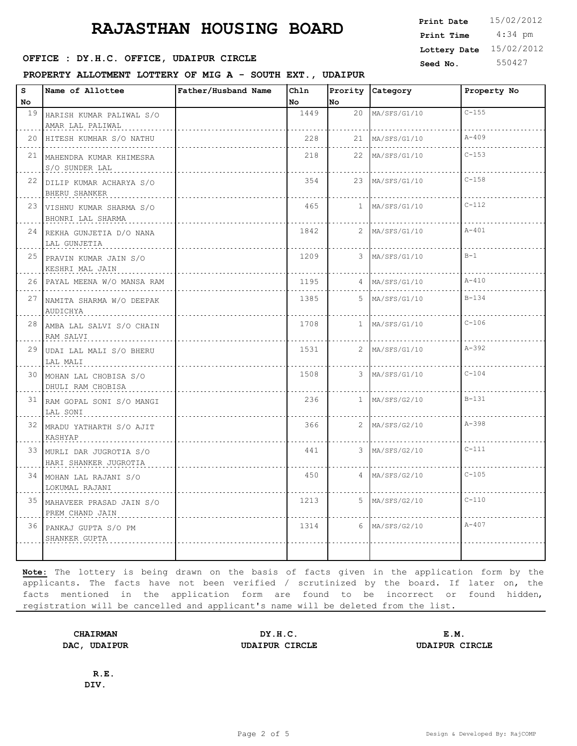# RAJASTHAN HOUSING BOARD

**Print Date** 15/02/2012
**Print Time** 4:34 pm
**Lottery Date** 15/02/2012
**Seed No.** 550427

**OFFICE : DY.H.C. OFFICE, UDAIPUR CIRCLE**

**PROPERTY ALLOTMENT LOTTERY OF MIG A - SOUTH EXT., UDAIPUR**

| S No | Name of Allottee | Father/Husband Name | Chln No | Prority No | Category | Property No |
|---|---|---|---|---|---|---|
| 19 | HARISH KUMAR PALIWAL S/O AMAR LAL PALIWAL | | 1449 | 20 | MA/SFS/G1/10 | C-155 |
| 20 | HITESH KUMHAR S/O NATHU | | 228 | 21 | MA/SFS/G1/10 | A-409 |
| 21 | MAHENDRA KUMAR KHIMESRA S/O SUNDER LAL | | 218 | 22 | MA/SFS/G1/10 | C-153 |
| 22 | DILIP KUMAR ACHARYA S/O BHERU SHANKER | | 354 | 23 | MA/SFS/G1/10 | C-158 |
| 23 | VISHNU KUMAR SHARMA S/O BHONRI LAL SHARMA | | 465 | 1 | MA/SFS/G1/10 | C-112 |
| 24 | REKHA GUNJETIA D/O NANA LAL GUNJETIA | | 1842 | 2 | MA/SFS/G1/10 | A-401 |
| 25 | PRAVIN KUMAR JAIN S/O KESHRI MAL JAIN | | 1209 | 3 | MA/SFS/G1/10 | B-1 |
| 26 | PAYAL MEENA W/O MANSA RAM | | 1195 | 4 | MA/SFS/G1/10 | A-410 |
| 27 | NAMITA SHARMA W/O DEEPAK AUDICHYA | | 1385 | 5 | MA/SFS/G1/10 | B-134 |
| 28 | AMBA LAL SALVI S/O CHAIN RAM SALVI | | 1708 | 1 | MA/SFS/G1/10 | C-106 |
| 29 | UDAI LAL MALI S/O BHERU LAL MALI | | 1531 | 2 | MA/SFS/G1/10 | A-392 |
| 30 | MOHAN LAL CHOBISA S/O DHULI RAM CHOBISA | | 1508 | 3 | MA/SFS/G1/10 | C-104 |
| 31 | RAM GOPAL SONI S/O MANGI LAL SONI | | 236 | 1 | MA/SFS/G2/10 | B-131 |
| 32 | MRADU YATHARTH S/O AJIT KASHYAP | | 366 | 2 | MA/SFS/G2/10 | A-398 |
| 33 | MURLI DAR JUGROTIA S/O HARI SHANKER JUGROTIA | | 441 | 3 | MA/SFS/G2/10 | C-111 |
| 34 | MOHAN LAL RAJANI S/O LOKUMAL RAJANI | | 450 | 4 | MA/SFS/G2/10 | C-105 |
| 35 | MAHAVEER PRASAD JAIN S/O PREM CHAND JAIN | | 1213 | 5 | MA/SFS/G2/10 | C-110 |
| 36 | PANKAJ GUPTA S/O PM SHANKER GUPTA | | 1314 | 6 | MA/SFS/G2/10 | A-407 |

**Note:** The lottery is being drawn on the basis of facts given in the application form by the applicants. The facts have not been verified / scrutinized by the board. If later on, the facts mentioned in the application form are found to be incorrect or found hidden, registration will be cancelled and applicant's name will be deleted from the list.

**CHAIRMAN**
**DAC, UDAIPUR**

**DY.H.C.**
**UDAIPUR CIRCLE**

**E.M.**
**UDAIPUR CIRCLE**

**R.E.**
**DIV.**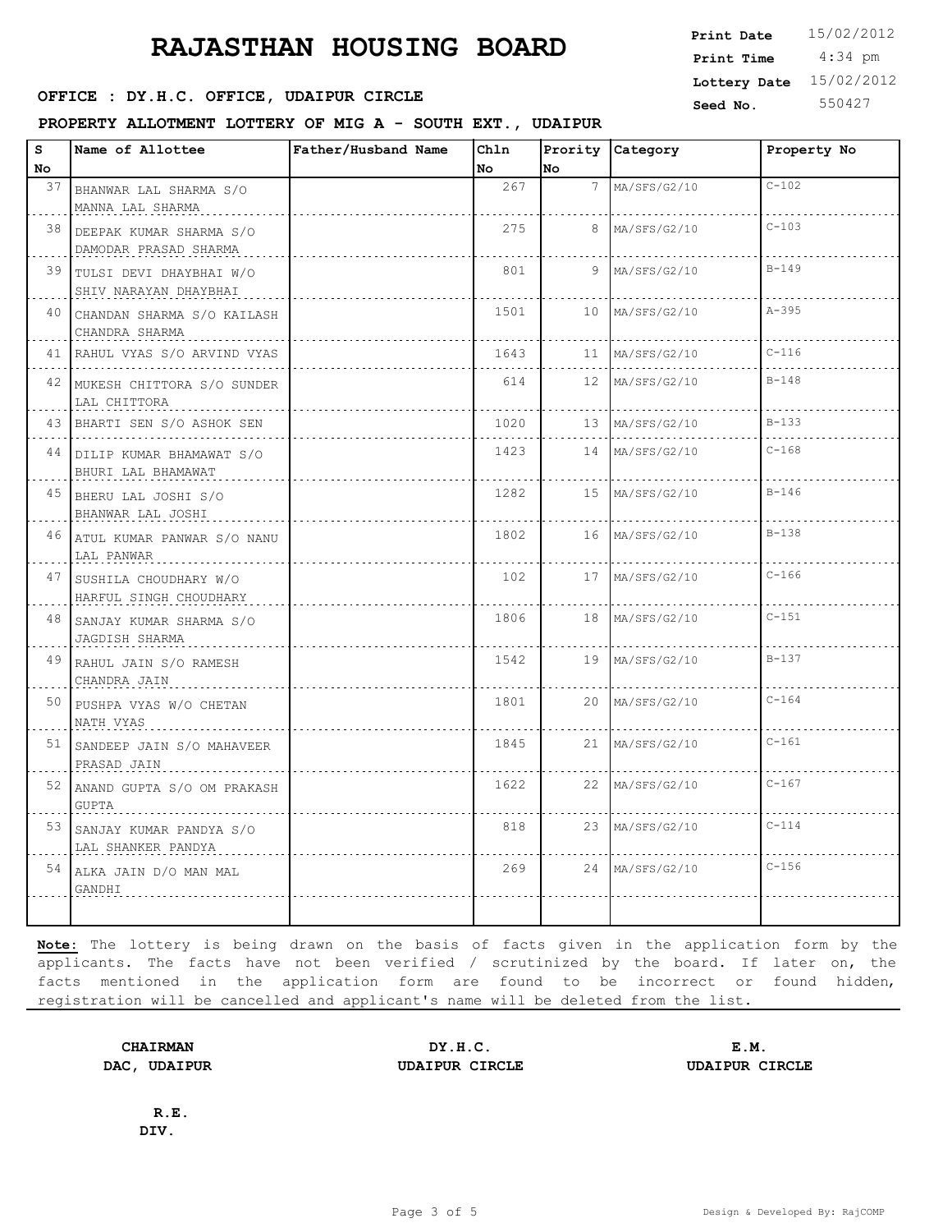# RAJASTHAN HOUSING BOARD

**Print Date** 15/02/2012
**Print Time** 4:34 pm
**Lottery Date** 15/02/2012
**Seed No.** 550427

**OFFICE : DY.H.C. OFFICE, UDAIPUR CIRCLE**

**PROPERTY ALLOTMENT LOTTERY OF MIG A - SOUTH EXT., UDAIPUR**

| S No | Name of Allottee | Father/Husband Name | Chln No | Prority No | Category | Property No |
|---|---|---|---|---|---|---|
| 37 | BHANWAR LAL SHARMA S/O MANNA LAL SHARMA | | 267 | 7 | MA/SFS/G2/10 | C-102 |
| 38 | DEEPAK KUMAR SHARMA S/O DAMODAR PRASAD SHARMA | | 275 | 8 | MA/SFS/G2/10 | C-103 |
| 39 | TULSI DEVI DHAYBHAI W/O SHIV NARAYAN DHAYBHAI | | 801 | 9 | MA/SFS/G2/10 | B-149 |
| 40 | CHANDAN SHARMA S/O KAILASH CHANDRA SHARMA | | 1501 | 10 | MA/SFS/G2/10 | A-395 |
| 41 | RAHUL VYAS S/O ARVIND VYAS | | 1643 | 11 | MA/SFS/G2/10 | C-116 |
| 42 | MUKESH CHITTORA S/O SUNDER LAL CHITTORA | | 614 | 12 | MA/SFS/G2/10 | B-148 |
| 43 | BHARTI SEN S/O ASHOK SEN | | 1020 | 13 | MA/SFS/G2/10 | B-133 |
| 44 | DILIP KUMAR BHAMAWAT S/O BHURI LAL BHAMAWAT | | 1423 | 14 | MA/SFS/G2/10 | C-168 |
| 45 | BHERU LAL JOSHI S/O BHANWAR LAL JOSHI | | 1282 | 15 | MA/SFS/G2/10 | B-146 |
| 46 | ATUL KUMAR PANWAR S/O NANU LAL PANWAR | | 1802 | 16 | MA/SFS/G2/10 | B-138 |
| 47 | SUSHILA CHOUDHARY W/O HARFUL SINGH CHOUDHARY | | 102 | 17 | MA/SFS/G2/10 | C-166 |
| 48 | SANJAY KUMAR SHARMA S/O JAGDISH SHARMA | | 1806 | 18 | MA/SFS/G2/10 | C-151 |
| 49 | RAHUL JAIN S/O RAMESH CHANDRA JAIN | | 1542 | 19 | MA/SFS/G2/10 | B-137 |
| 50 | PUSHPA VYAS W/O CHETAN NATH VYAS | | 1801 | 20 | MA/SFS/G2/10 | C-164 |
| 51 | SANDEEP JAIN S/O MAHAVEER PRASAD JAIN | | 1845 | 21 | MA/SFS/G2/10 | C-161 |
| 52 | ANAND GUPTA S/O OM PRAKASH GUPTA | | 1622 | 22 | MA/SFS/G2/10 | C-167 |
| 53 | SANJAY KUMAR PANDYA S/O LAL SHANKER PANDYA | | 818 | 23 | MA/SFS/G2/10 | C-114 |
| 54 | ALKA JAIN D/O MAN MAL GANDHI | | 269 | 24 | MA/SFS/G2/10 | C-156 |

**Note:** The lottery is being drawn on the basis of facts given in the application form by the applicants. The facts have not been verified / scrutinized by the board. If later on, the facts mentioned in the application form are found to be incorrect or found hidden, registration will be cancelled and applicant's name will be deleted from the list.

**CHAIRMAN**
**DAC, UDAIPUR**

**DY.H.C.**
**UDAIPUR CIRCLE**

**E.M.**
**UDAIPUR CIRCLE**

**R.E.**
**DIV.**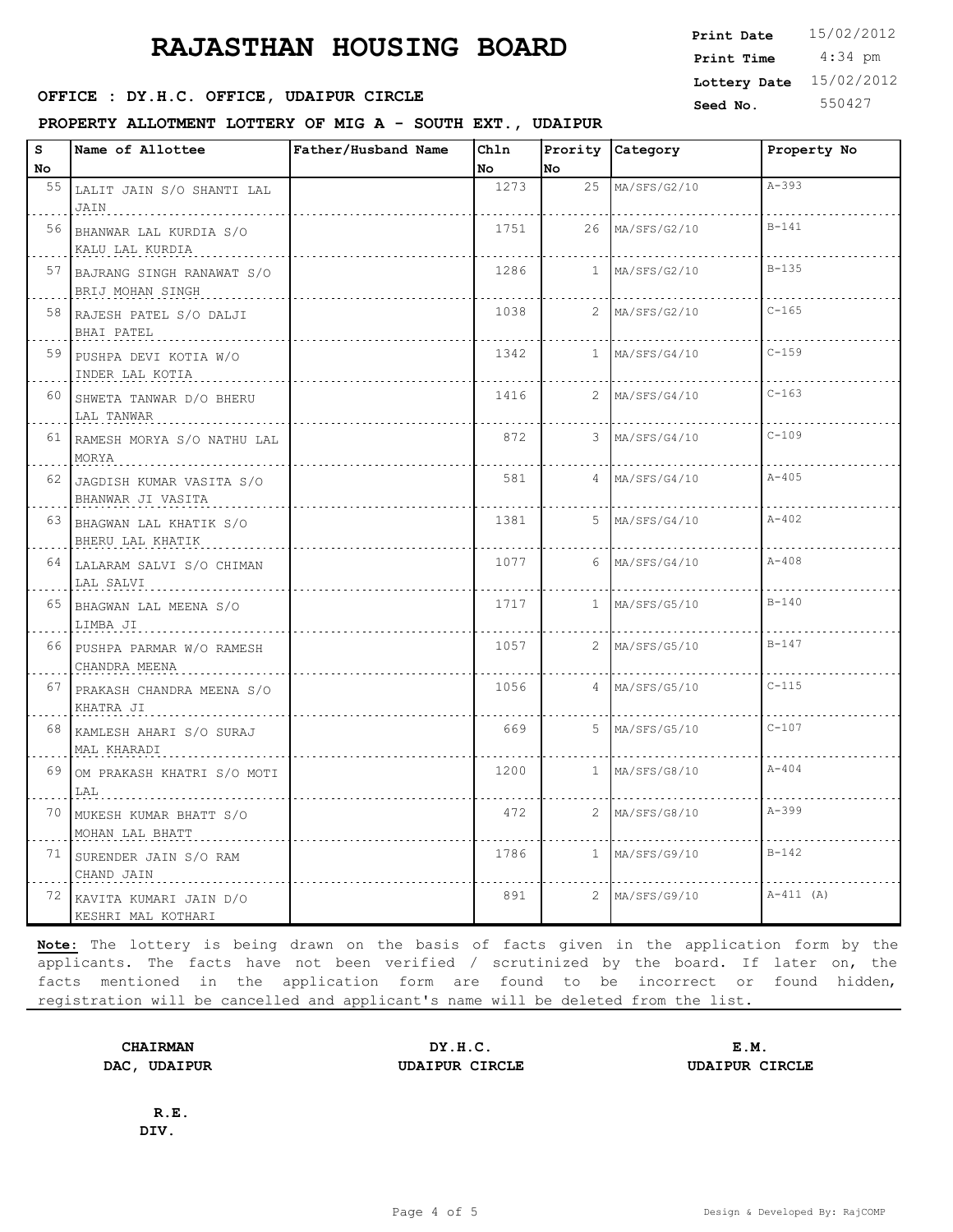# RAJASTHAN HOUSING BOARD

**Print Date** 15/02/2012
**Print Time** 4:34 pm
**Lottery Date** 15/02/2012
**Seed No.** 550427

**OFFICE : DY.H.C. OFFICE, UDAIPUR CIRCLE**

**PROPERTY ALLOTMENT LOTTERY OF MIG A - SOUTH EXT., UDAIPUR**

| S No | Name of Allottee | Father/Husband Name | Chln No | Prority No | Category | Property No |
|---|---|---|---|---|---|---|
| 55 | LALIT JAIN S/O SHANTI LAL JAIN | | 1273 | 25 | MA/SFS/G2/10 | A-393 |
| 56 | BHANWAR LAL KURDIA S/O KALU LAL KURDIA | | 1751 | 26 | MA/SFS/G2/10 | B-141 |
| 57 | BAJRANG SINGH RANAWAT S/O BRIJ MOHAN SINGH | | 1286 | 1 | MA/SFS/G2/10 | B-135 |
| 58 | RAJESH PATEL S/O DALJI BHAI PATEL | | 1038 | 2 | MA/SFS/G2/10 | C-165 |
| 59 | PUSHPA DEVI KOTIA W/O INDER LAL KOTIA | | 1342 | 1 | MA/SFS/G4/10 | C-159 |
| 60 | SHWETA TANWAR D/O BHERU LAL TANWAR | | 1416 | 2 | MA/SFS/G4/10 | C-163 |
| 61 | RAMESH MORYA S/O NATHU LAL MORYA | | 872 | 3 | MA/SFS/G4/10 | C-109 |
| 62 | JAGDISH KUMAR VASITA S/O BHANWAR JI VASITA | | 581 | 4 | MA/SFS/G4/10 | A-405 |
| 63 | BHAGWAN LAL KHATIK S/O BHERU LAL KHATIK | | 1381 | 5 | MA/SFS/G4/10 | A-402 |
| 64 | LALARAM SALVI S/O CHIMAN LAL SALVI | | 1077 | 6 | MA/SFS/G4/10 | A-408 |
| 65 | BHAGWAN LAL MEENA S/O LIMBA JI | | 1717 | 1 | MA/SFS/G5/10 | B-140 |
| 66 | PUSHPA PARMAR W/O RAMESH CHANDRA MEENA | | 1057 | 2 | MA/SFS/G5/10 | B-147 |
| 67 | PRAKASH CHANDRA MEENA S/O KHATRA JI | | 1056 | 4 | MA/SFS/G5/10 | C-115 |
| 68 | KAMLESH AHARI S/O SURAJ MAL KHARADI | | 669 | 5 | MA/SFS/G5/10 | C-107 |
| 69 | OM PRAKASH KHATRI S/O MOTI LAL | | 1200 | 1 | MA/SFS/G8/10 | A-404 |
| 70 | MUKESH KUMAR BHATT S/O MOHAN LAL BHATT | | 472 | 2 | MA/SFS/G8/10 | A-399 |
| 71 | SURENDER JAIN S/O RAM CHAND JAIN | | 1786 | 1 | MA/SFS/G9/10 | B-142 |
| 72 | KAVITA KUMARI JAIN D/O KESHRI MAL KOTHARI | | 891 | 2 | MA/SFS/G9/10 | A-411 (A) |

**Note:** The lottery is being drawn on the basis of facts given in the application form by the applicants. The facts have not been verified / scrutinized by the board. If later on, the facts mentioned in the application form are found to be incorrect or found hidden, registration will be cancelled and applicant's name will be deleted from the list.

**CHAIRMAN**
**DAC, UDAIPUR**

**DY.H.C.**
**UDAIPUR CIRCLE**

**E.M.**
**UDAIPUR CIRCLE**

**R.E.**
**DIV.**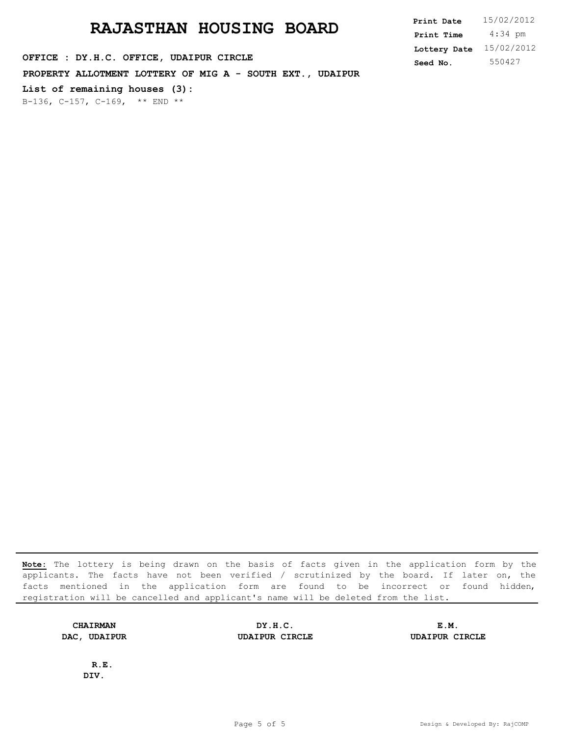# RAJASTHAN HOUSING BOARD

| | |
|---|---|
| **Print Date** | 15/02/2012 |
| **Print Time** | 4:34 pm |
| **Lottery Date** | 15/02/2012 |
| **Seed No.** | 550427 |

**OFFICE : DY.H.C. OFFICE, UDAIPUR CIRCLE**

**PROPERTY ALLOTMENT LOTTERY OF MIG A - SOUTH EXT., UDAIPUR**

**List of remaining houses (3):**

B-136, C-157, C-169, ** END **

**Note:** The lottery is being drawn on the basis of facts given in the application form by the applicants. The facts have not been verified / scrutinized by the board. If later on, the facts mentioned in the application form are found to be incorrect or found hidden, registration will be cancelled and applicant's name will be deleted from the list.

| | | |
|---|---|---|
| **CHAIRMAN**<br>**DAC, UDAIPUR** | **DY.H.C.**<br>**UDAIPUR CIRCLE** | **E.M.**<br>**UDAIPUR CIRCLE** |
| **R.E.**<br>**DIV.** | | |

Design & Developed By: RajCOMP